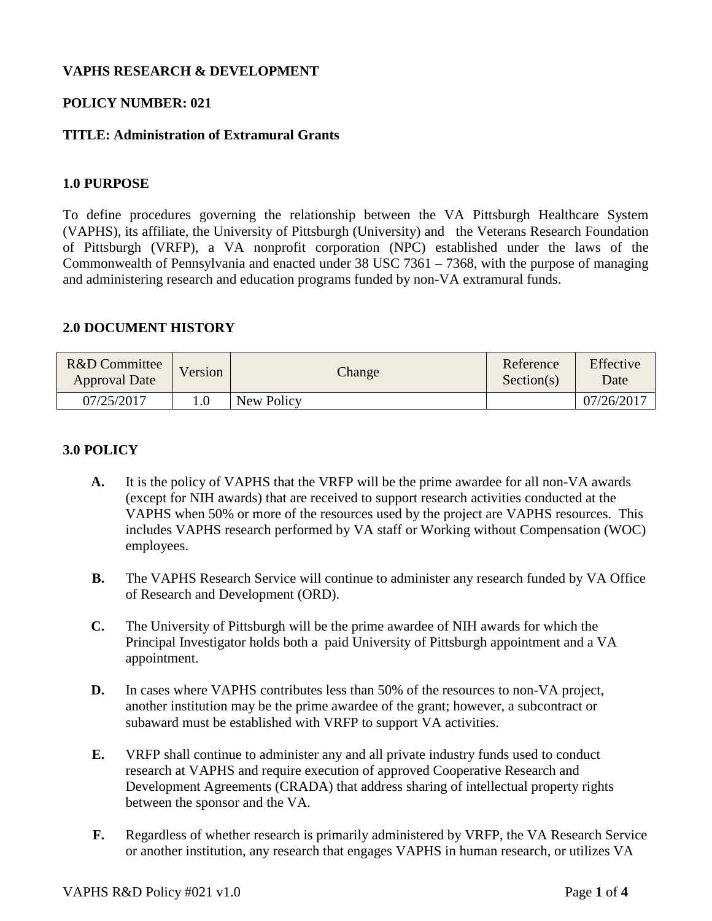**VAPHS RESEARCH & DEVELOPMENT**

**POLICY NUMBER: 021**

**TITLE: Administration of Extramural Grants**

## 1.0 PURPOSE

To define procedures governing the relationship between the VA Pittsburgh Healthcare System (VAPHS), its affiliate, the University of Pittsburgh (University) and the Veterans Research Foundation of Pittsburgh (VRFP), a VA nonprofit corporation (NPC) established under the laws of the Commonwealth of Pennsylvania and enacted under 38 USC 7361 – 7368, with the purpose of managing and administering research and education programs funded by non-VA extramural funds.

## 2.0 DOCUMENT HISTORY

| R&D Committee Approval Date | Version | Change | Reference Section(s) | Effective Date |
|---|---|---|---|---|
| 07/25/2017 | 1.0 | New Policy | | 07/26/2017 |

## 3.0 POLICY

**A.** It is the policy of VAPHS that the VRFP will be the prime awardee for all non-VA awards (except for NIH awards) that are received to support research activities conducted at the VAPHS when 50% or more of the resources used by the project are VAPHS resources. This includes VAPHS research performed by VA staff or Working without Compensation (WOC) employees.

**B.** The VAPHS Research Service will continue to administer any research funded by VA Office of Research and Development (ORD).

**C.** The University of Pittsburgh will be the prime awardee of NIH awards for which the Principal Investigator holds both a paid University of Pittsburgh appointment and a VA appointment.

**D.** In cases where VAPHS contributes less than 50% of the resources to non-VA project, another institution may be the prime awardee of the grant; however, a subcontract or subaward must be established with VRFP to support VA activities.

**E.** VRFP shall continue to administer any and all private industry funds used to conduct research at VAPHS and require execution of approved Cooperative Research and Development Agreements (CRADA) that address sharing of intellectual property rights between the sponsor and the VA.

**F.** Regardless of whether research is primarily administered by VRFP, the VA Research Service or another institution, any research that engages VAPHS in human research, or utilizes VA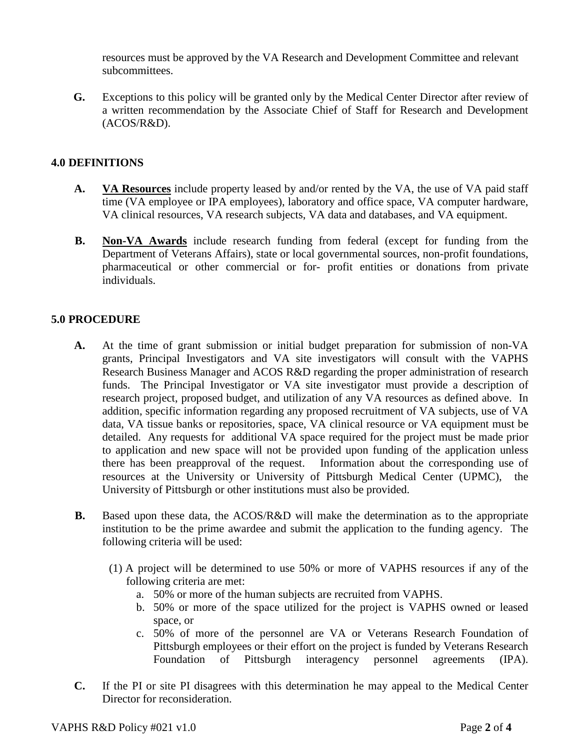resources must be approved by the VA Research and Development Committee and relevant subcommittees.

**G.** Exceptions to this policy will be granted only by the Medical Center Director after review of a written recommendation by the Associate Chief of Staff for Research and Development (ACOS/R&D).

## 4.0 DEFINITIONS

**A.** **VA Resources** include property leased by and/or rented by the VA, the use of VA paid staff time (VA employee or IPA employees), laboratory and office space, VA computer hardware, VA clinical resources, VA research subjects, VA data and databases, and VA equipment.

**B.** **Non-VA Awards** include research funding from federal (except for funding from the Department of Veterans Affairs), state or local governmental sources, non-profit foundations, pharmaceutical or other commercial or for- profit entities or donations from private individuals.

## 5.0 PROCEDURE

**A.** At the time of grant submission or initial budget preparation for submission of non-VA grants, Principal Investigators and VA site investigators will consult with the VAPHS Research Business Manager and ACOS R&D regarding the proper administration of research funds. The Principal Investigator or VA site investigator must provide a description of research project, proposed budget, and utilization of any VA resources as defined above. In addition, specific information regarding any proposed recruitment of VA subjects, use of VA data, VA tissue banks or repositories, space, VA clinical resource or VA equipment must be detailed. Any requests for additional VA space required for the project must be made prior to application and new space will not be provided upon funding of the application unless there has been preapproval of the request. Information about the corresponding use of resources at the University or University of Pittsburgh Medical Center (UPMC), the University of Pittsburgh or other institutions must also be provided.

**B.** Based upon these data, the ACOS/R&D will make the determination as to the appropriate institution to be the prime awardee and submit the application to the funding agency. The following criteria will be used:

(1) A project will be determined to use 50% or more of VAPHS resources if any of the following criteria are met:

   a. 50% or more of the human subjects are recruited from VAPHS.
   b. 50% or more of the space utilized for the project is VAPHS owned or leased space, or
   c. 50% of more of the personnel are VA or Veterans Research Foundation of Pittsburgh employees or their effort on the project is funded by Veterans Research Foundation of Pittsburgh interagency personnel agreements (IPA).

**C.** If the PI or site PI disagrees with this determination he may appeal to the Medical Center Director for reconsideration.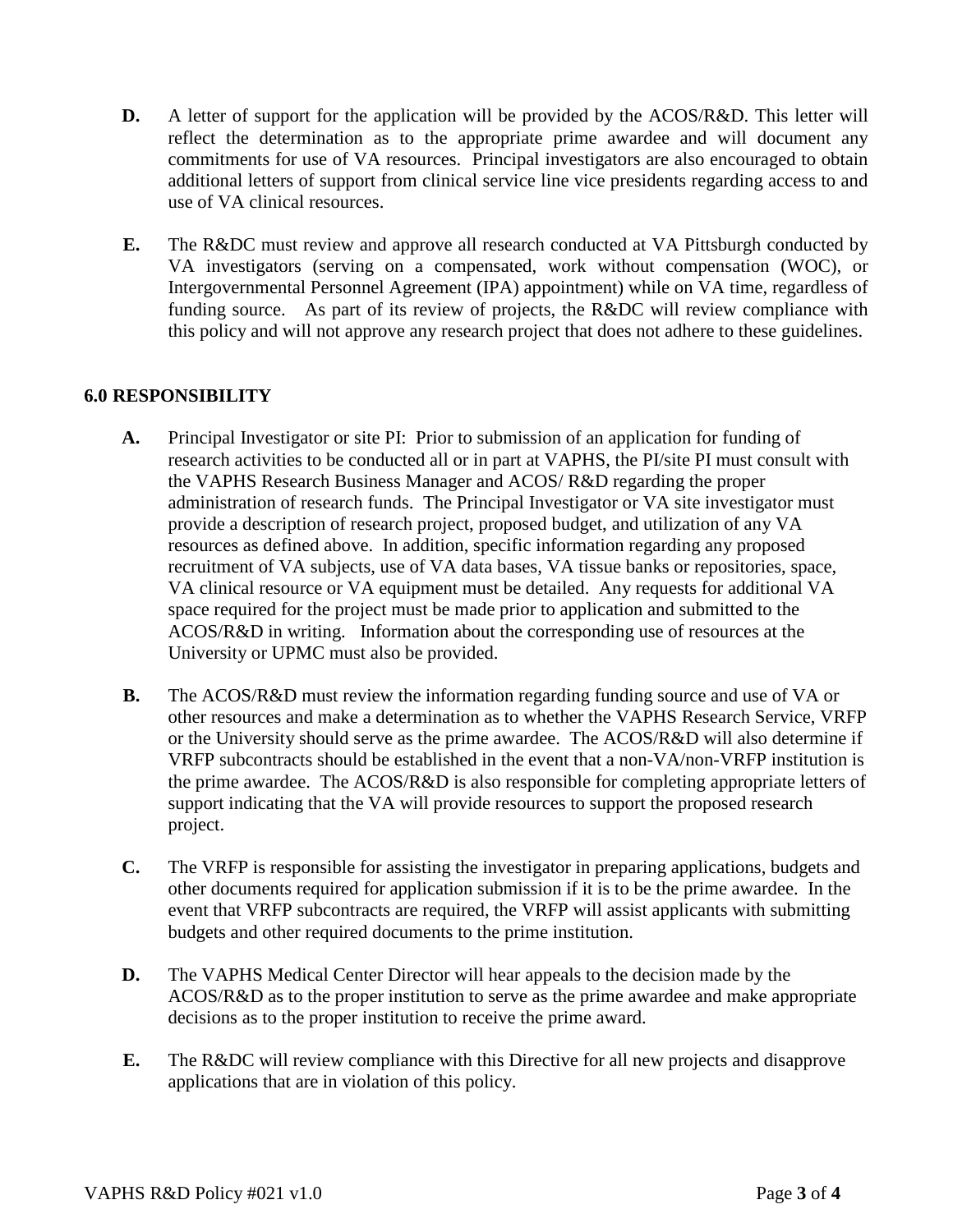**D.** A letter of support for the application will be provided by the ACOS/R&D. This letter will reflect the determination as to the appropriate prime awardee and will document any commitments for use of VA resources. Principal investigators are also encouraged to obtain additional letters of support from clinical service line vice presidents regarding access to and use of VA clinical resources.

**E.** The R&DC must review and approve all research conducted at VA Pittsburgh conducted by VA investigators (serving on a compensated, work without compensation (WOC), or Intergovernmental Personnel Agreement (IPA) appointment) while on VA time, regardless of funding source. As part of its review of projects, the R&DC will review compliance with this policy and will not approve any research project that does not adhere to these guidelines.

## 6.0 RESPONSIBILITY

**A.** Principal Investigator or site PI: Prior to submission of an application for funding of research activities to be conducted all or in part at VAPHS, the PI/site PI must consult with the VAPHS Research Business Manager and ACOS/ R&D regarding the proper administration of research funds. The Principal Investigator or VA site investigator must provide a description of research project, proposed budget, and utilization of any VA resources as defined above. In addition, specific information regarding any proposed recruitment of VA subjects, use of VA data bases, VA tissue banks or repositories, space, VA clinical resource or VA equipment must be detailed. Any requests for additional VA space required for the project must be made prior to application and submitted to the ACOS/R&D in writing. Information about the corresponding use of resources at the University or UPMC must also be provided.

**B.** The ACOS/R&D must review the information regarding funding source and use of VA or other resources and make a determination as to whether the VAPHS Research Service, VRFP or the University should serve as the prime awardee. The ACOS/R&D will also determine if VRFP subcontracts should be established in the event that a non-VA/non-VRFP institution is the prime awardee. The ACOS/R&D is also responsible for completing appropriate letters of support indicating that the VA will provide resources to support the proposed research project.

**C.** The VRFP is responsible for assisting the investigator in preparing applications, budgets and other documents required for application submission if it is to be the prime awardee. In the event that VRFP subcontracts are required, the VRFP will assist applicants with submitting budgets and other required documents to the prime institution.

**D.** The VAPHS Medical Center Director will hear appeals to the decision made by the ACOS/R&D as to the proper institution to serve as the prime awardee and make appropriate decisions as to the proper institution to receive the prime award.

**E.** The R&DC will review compliance with this Directive for all new projects and disapprove applications that are in violation of this policy.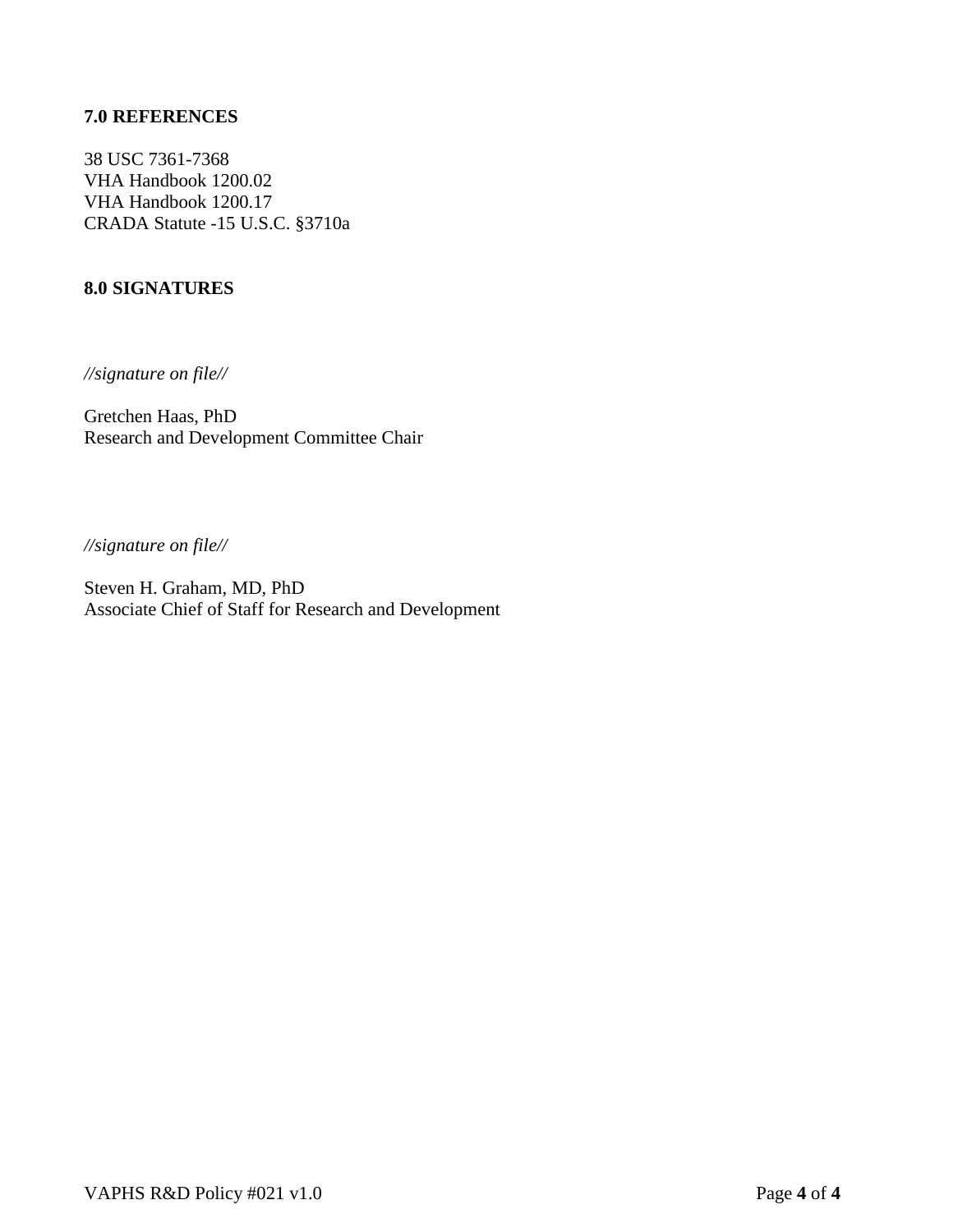**7.0 REFERENCES**

38 USC 7361-7368
VHA Handbook 1200.02
VHA Handbook 1200.17
CRADA Statute -15 U.S.C. §3710a

**8.0 SIGNATURES**

*//signature on file//*

Gretchen Haas, PhD
Research and Development Committee Chair

*//signature on file//*

Steven H. Graham, MD, PhD
Associate Chief of Staff for Research and Development